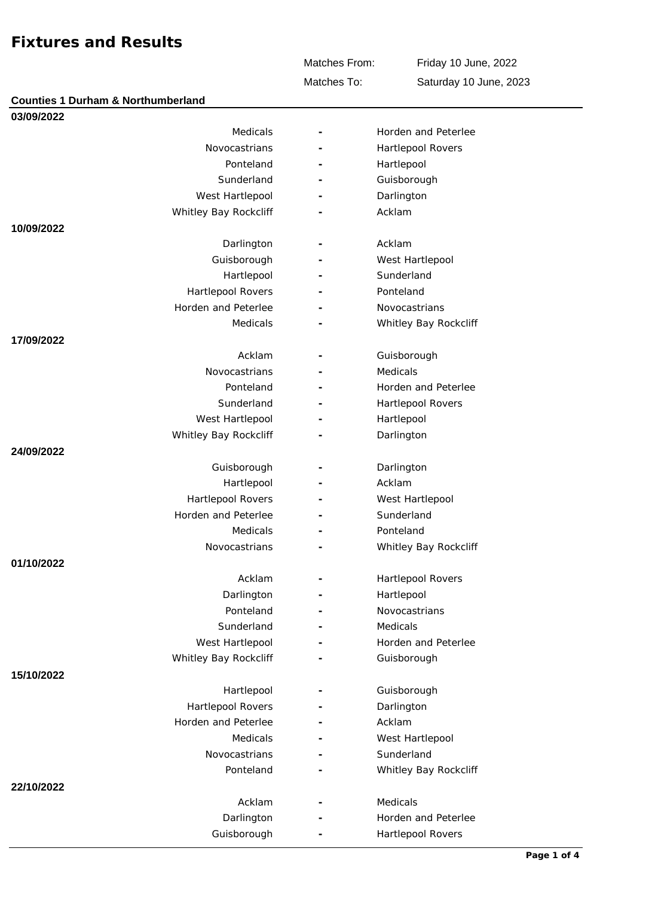# Fixtures and Results

| | |
|---|---|
| Matches From: | Friday 10 June, 2022 |
| Matches To: | Saturday 10 June, 2023 |

## Counties 1 Durham & Northumberland

### 03/09/2022

| Home | | Away |
|---|---|---|
| Medicals | - | Horden and Peterlee |
| Novocastrians | - | Hartlepool Rovers |
| Ponteland | - | Hartlepool |
| Sunderland | - | Guisborough |
| West Hartlepool | - | Darlington |
| Whitley Bay Rockcliff | - | Acklam |

### 10/09/2022

| Home | | Away |
|---|---|---|
| Darlington | - | Acklam |
| Guisborough | - | West Hartlepool |
| Hartlepool | - | Sunderland |
| Hartlepool Rovers | - | Ponteland |
| Horden and Peterlee | - | Novocastrians |
| Medicals | - | Whitley Bay Rockcliff |

### 17/09/2022

| Home | | Away |
|---|---|---|
| Acklam | - | Guisborough |
| Novocastrians | - | Medicals |
| Ponteland | - | Horden and Peterlee |
| Sunderland | - | Hartlepool Rovers |
| West Hartlepool | - | Hartlepool |
| Whitley Bay Rockcliff | - | Darlington |

### 24/09/2022

| Home | | Away |
|---|---|---|
| Guisborough | - | Darlington |
| Hartlepool | - | Acklam |
| Hartlepool Rovers | - | West Hartlepool |
| Horden and Peterlee | - | Sunderland |
| Medicals | - | Ponteland |
| Novocastrians | - | Whitley Bay Rockcliff |

### 01/10/2022

| Home | | Away |
|---|---|---|
| Acklam | - | Hartlepool Rovers |
| Darlington | - | Hartlepool |
| Ponteland | - | Novocastrians |
| Sunderland | - | Medicals |
| West Hartlepool | - | Horden and Peterlee |
| Whitley Bay Rockcliff | - | Guisborough |

### 15/10/2022

| Home | | Away |
|---|---|---|
| Hartlepool | - | Guisborough |
| Hartlepool Rovers | - | Darlington |
| Horden and Peterlee | - | Acklam |
| Medicals | - | West Hartlepool |
| Novocastrians | - | Sunderland |
| Ponteland | - | Whitley Bay Rockcliff |

### 22/10/2022

| Home | | Away |
|---|---|---|
| Acklam | - | Medicals |
| Darlington | - | Horden and Peterlee |
| Guisborough | - | Hartlepool Rovers |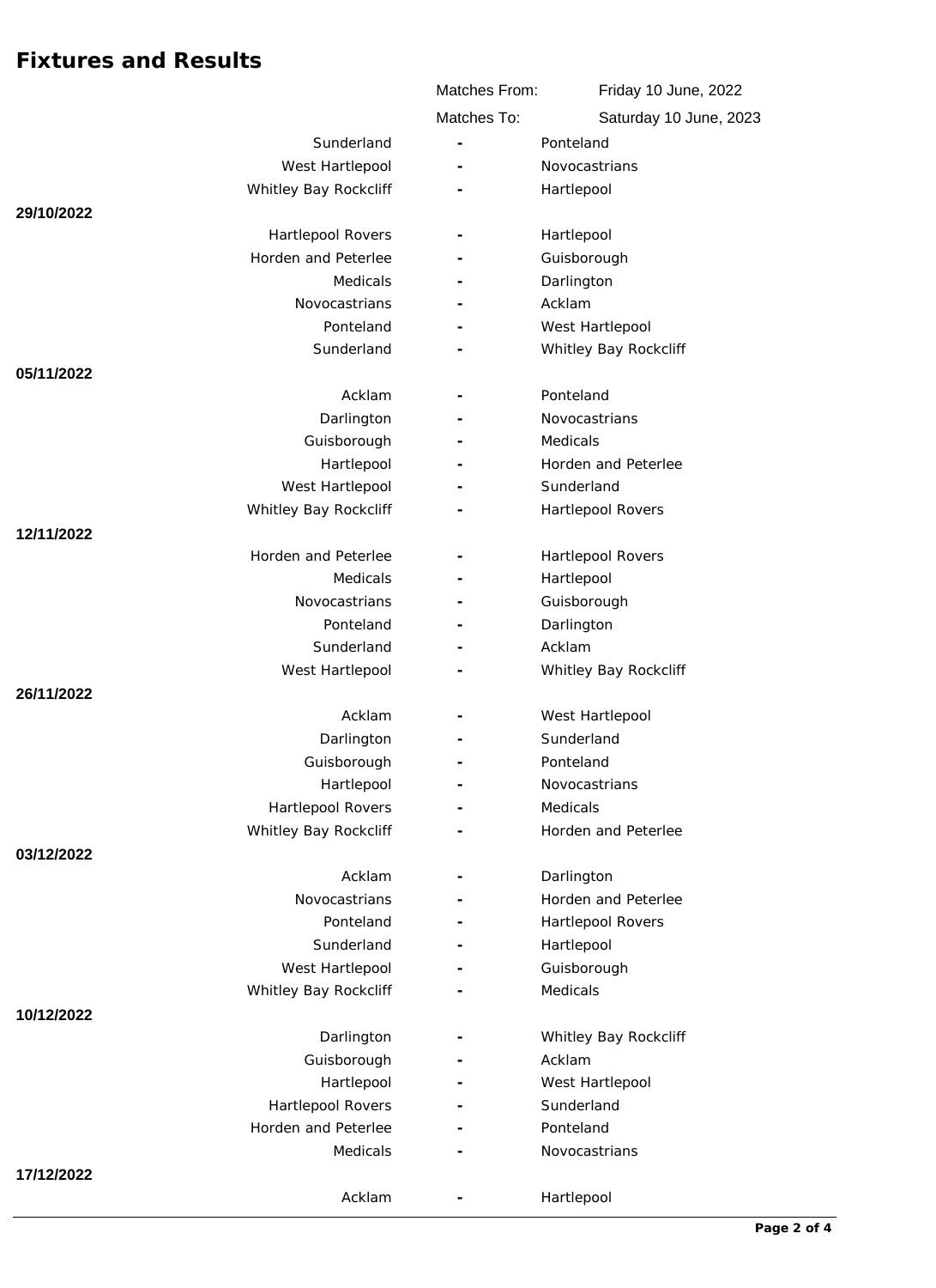## Fixtures and Results

| | | | |
|---|---|---|---|
| | Matches From: | | Friday 10 June, 2022 |
| | Matches To: | | Saturday 10 June, 2023 |

| Date | Home | | Away |
|---|---|---|---|
| | Sunderland | - | Ponteland |
| | West Hartlepool | - | Novocastrians |
| | Whitley Bay Rockcliff | - | Hartlepool |
| **29/10/2022** | | | |
| | Hartlepool Rovers | - | Hartlepool |
| | Horden and Peterlee | - | Guisborough |
| | Medicals | - | Darlington |
| | Novocastrians | - | Acklam |
| | Ponteland | - | West Hartlepool |
| | Sunderland | - | Whitley Bay Rockcliff |
| **05/11/2022** | | | |
| | Acklam | - | Ponteland |
| | Darlington | - | Novocastrians |
| | Guisborough | - | Medicals |
| | Hartlepool | - | Horden and Peterlee |
| | West Hartlepool | - | Sunderland |
| | Whitley Bay Rockcliff | - | Hartlepool Rovers |
| **12/11/2022** | | | |
| | Horden and Peterlee | - | Hartlepool Rovers |
| | Medicals | - | Hartlepool |
| | Novocastrians | - | Guisborough |
| | Ponteland | - | Darlington |
| | Sunderland | - | Acklam |
| | West Hartlepool | - | Whitley Bay Rockcliff |
| **26/11/2022** | | | |
| | Acklam | - | West Hartlepool |
| | Darlington | - | Sunderland |
| | Guisborough | - | Ponteland |
| | Hartlepool | - | Novocastrians |
| | Hartlepool Rovers | - | Medicals |
| | Whitley Bay Rockcliff | - | Horden and Peterlee |
| **03/12/2022** | | | |
| | Acklam | - | Darlington |
| | Novocastrians | - | Horden and Peterlee |
| | Ponteland | - | Hartlepool Rovers |
| | Sunderland | - | Hartlepool |
| | West Hartlepool | - | Guisborough |
| | Whitley Bay Rockcliff | - | Medicals |
| **10/12/2022** | | | |
| | Darlington | - | Whitley Bay Rockcliff |
| | Guisborough | - | Acklam |
| | Hartlepool | - | West Hartlepool |
| | Hartlepool Rovers | - | Sunderland |
| | Horden and Peterlee | - | Ponteland |
| | Medicals | - | Novocastrians |
| **17/12/2022** | | | |
| | Acklam | - | Hartlepool |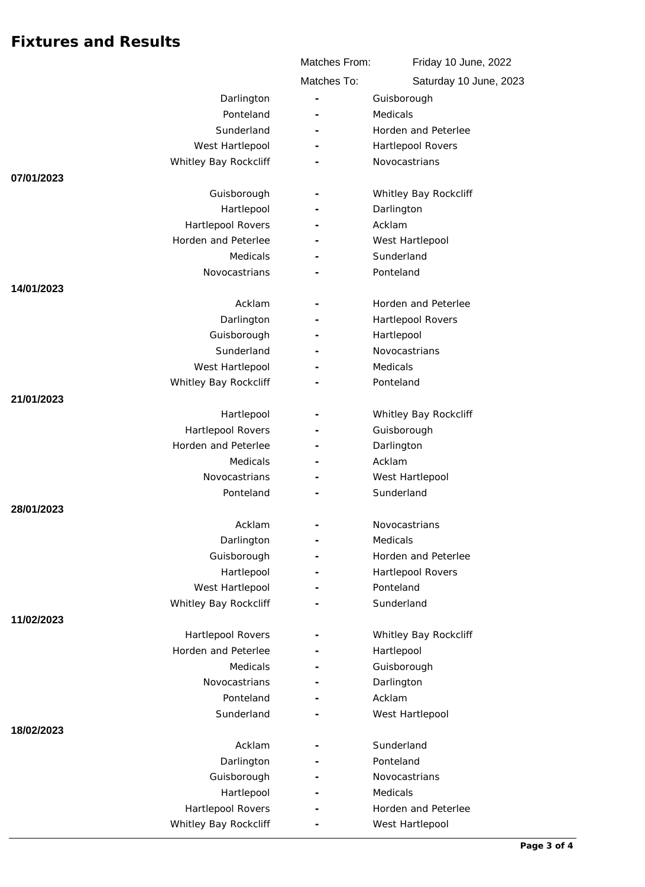# Fixtures and Results

| | | |
|---|---|---|
| Matches From: | | Friday 10 June, 2022 |
| Matches To: | | Saturday 10 June, 2023 |

| Date | Home | | Away |
|---|---|---|---|
| | Darlington | - | Guisborough |
| | Ponteland | - | Medicals |
| | Sunderland | - | Horden and Peterlee |
| | West Hartlepool | - | Hartlepool Rovers |
| | Whitley Bay Rockcliff | - | Novocastrians |
| **07/01/2023** | | | |
| | Guisborough | - | Whitley Bay Rockcliff |
| | Hartlepool | - | Darlington |
| | Hartlepool Rovers | - | Acklam |
| | Horden and Peterlee | - | West Hartlepool |
| | Medicals | - | Sunderland |
| | Novocastrians | - | Ponteland |
| **14/01/2023** | | | |
| | Acklam | - | Horden and Peterlee |
| | Darlington | - | Hartlepool Rovers |
| | Guisborough | - | Hartlepool |
| | Sunderland | - | Novocastrians |
| | West Hartlepool | - | Medicals |
| | Whitley Bay Rockcliff | - | Ponteland |
| **21/01/2023** | | | |
| | Hartlepool | - | Whitley Bay Rockcliff |
| | Hartlepool Rovers | - | Guisborough |
| | Horden and Peterlee | - | Darlington |
| | Medicals | - | Acklam |
| | Novocastrians | - | West Hartlepool |
| | Ponteland | - | Sunderland |
| **28/01/2023** | | | |
| | Acklam | - | Novocastrians |
| | Darlington | - | Medicals |
| | Guisborough | - | Horden and Peterlee |
| | Hartlepool | - | Hartlepool Rovers |
| | West Hartlepool | - | Ponteland |
| | Whitley Bay Rockcliff | - | Sunderland |
| **11/02/2023** | | | |
| | Hartlepool Rovers | - | Whitley Bay Rockcliff |
| | Horden and Peterlee | - | Hartlepool |
| | Medicals | - | Guisborough |
| | Novocastrians | - | Darlington |
| | Ponteland | - | Acklam |
| | Sunderland | - | West Hartlepool |
| **18/02/2023** | | | |
| | Acklam | - | Sunderland |
| | Darlington | - | Ponteland |
| | Guisborough | - | Novocastrians |
| | Hartlepool | - | Medicals |
| | Hartlepool Rovers | - | Horden and Peterlee |
| | Whitley Bay Rockcliff | - | West Hartlepool |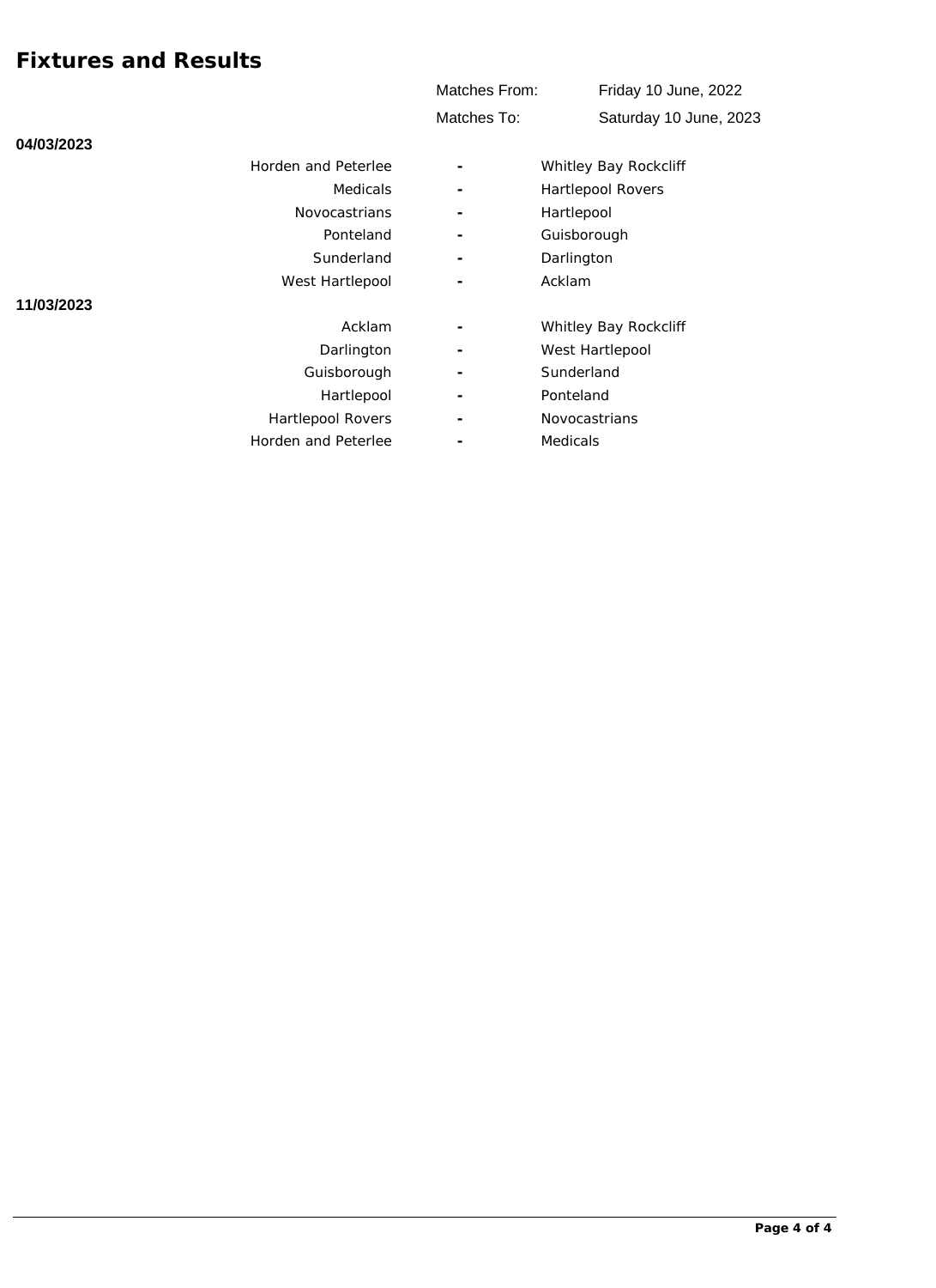# Fixtures and Results

| | |
|---|---|
| Matches From: | Friday 10 June, 2022 |
| Matches To: | Saturday 10 June, 2023 |

**04/03/2023**

| | | |
|---|---|---|
| Horden and Peterlee | - | Whitley Bay Rockcliff |
| Medicals | - | Hartlepool Rovers |
| Novocastrians | - | Hartlepool |
| Ponteland | - | Guisborough |
| Sunderland | - | Darlington |
| West Hartlepool | - | Acklam |

**11/03/2023**

| | | |
|---|---|---|
| Acklam | - | Whitley Bay Rockcliff |
| Darlington | - | West Hartlepool |
| Guisborough | - | Sunderland |
| Hartlepool | - | Ponteland |
| Hartlepool Rovers | - | Novocastrians |
| Horden and Peterlee | - | Medicals |